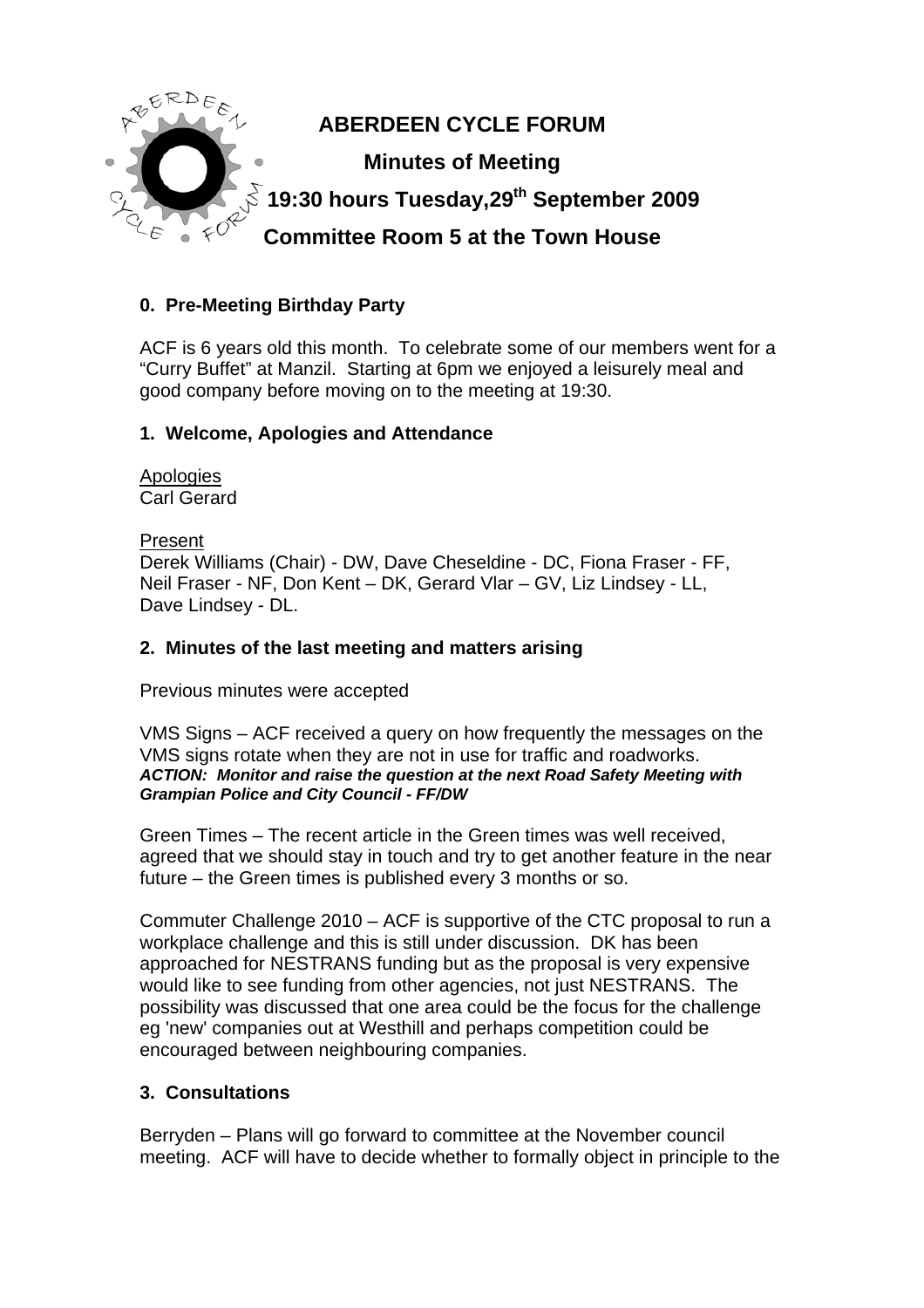# ABERDEEN CYCLE FORUM

## Minutes of Meeting

## 19:30 hours Tuesday,29th September 2009

## Committee Room 5 at the Town House

### 0. Pre-Meeting Birthday Party

ACF is 6 years old this month. To celebrate some of our members went for a "Curry Buffet" at Manzil. Starting at 6pm we enjoyed a leisurely meal and good company before moving on to the meeting at 19:30.

### 1. Welcome, Apologies and Attendance

Apologies
Carl Gerard

Present
Derek Williams (Chair) - DW, Dave Cheseldine - DC, Fiona Fraser - FF, Neil Fraser - NF, Don Kent – DK, Gerard Vlar – GV, Liz Lindsey - LL, Dave Lindsey - DL.

### 2. Minutes of the last meeting and matters arising

Previous minutes were accepted

VMS Signs – ACF received a query on how frequently the messages on the VMS signs rotate when they are not in use for traffic and roadworks.
***ACTION: Monitor and raise the question at the next Road Safety Meeting with Grampian Police and City Council - FF/DW***

Green Times – The recent article in the Green times was well received, agreed that we should stay in touch and try to get another feature in the near future – the Green times is published every 3 months or so.

Commuter Challenge 2010 – ACF is supportive of the CTC proposal to run a workplace challenge and this is still under discussion. DK has been approached for NESTRANS funding but as the proposal is very expensive would like to see funding from other agencies, not just NESTRANS. The possibility was discussed that one area could be the focus for the challenge eg 'new' companies out at Westhill and perhaps competition could be encouraged between neighbouring companies.

### 3. Consultations

Berryden – Plans will go forward to committee at the November council meeting. ACF will have to decide whether to formally object in principle to the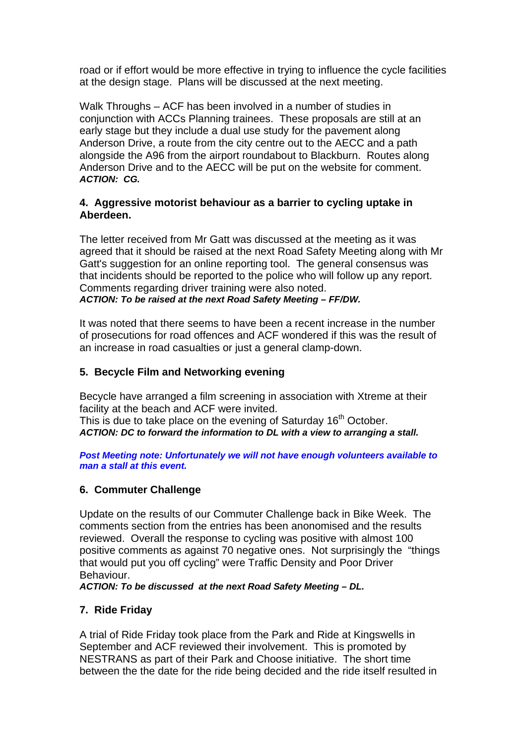road or if effort would be more effective in trying to influence the cycle facilities at the design stage. Plans will be discussed at the next meeting.

Walk Throughs – ACF has been involved in a number of studies in conjunction with ACCs Planning trainees. These proposals are still at an early stage but they include a dual use study for the pavement along Anderson Drive, a route from the city centre out to the AECC and a path alongside the A96 from the airport roundabout to Blackburn. Routes along Anderson Drive and to the AECC will be put on the website for comment.
***ACTION: CG.***

## 4. Aggressive motorist behaviour as a barrier to cycling uptake in Aberdeen.

The letter received from Mr Gatt was discussed at the meeting as it was agreed that it should be raised at the next Road Safety Meeting along with Mr Gatt's suggestion for an online reporting tool. The general consensus was that incidents should be reported to the police who will follow up any report. Comments regarding driver training were also noted.
***ACTION: To be raised at the next Road Safety Meeting – FF/DW.***

It was noted that there seems to have been a recent increase in the number of prosecutions for road offences and ACF wondered if this was the result of an increase in road casualties or just a general clamp-down.

## 5. Becycle Film and Networking evening

Becycle have arranged a film screening in association with Xtreme at their facility at the beach and ACF were invited.
This is due to take place on the evening of Saturday 16th October.
***ACTION: DC to forward the information to DL with a view to arranging a stall.***

***Post Meeting note: Unfortunately we will not have enough volunteers available to man a stall at this event.***

## 6. Commuter Challenge

Update on the results of our Commuter Challenge back in Bike Week. The comments section from the entries has been anonomised and the results reviewed. Overall the response to cycling was positive with almost 100 positive comments as against 70 negative ones. Not surprisingly the "things that would put you off cycling" were Traffic Density and Poor Driver Behaviour.
***ACTION: To be discussed at the next Road Safety Meeting – DL.***

## 7. Ride Friday

A trial of Ride Friday took place from the Park and Ride at Kingswells in September and ACF reviewed their involvement. This is promoted by NESTRANS as part of their Park and Choose initiative. The short time between the the date for the ride being decided and the ride itself resulted in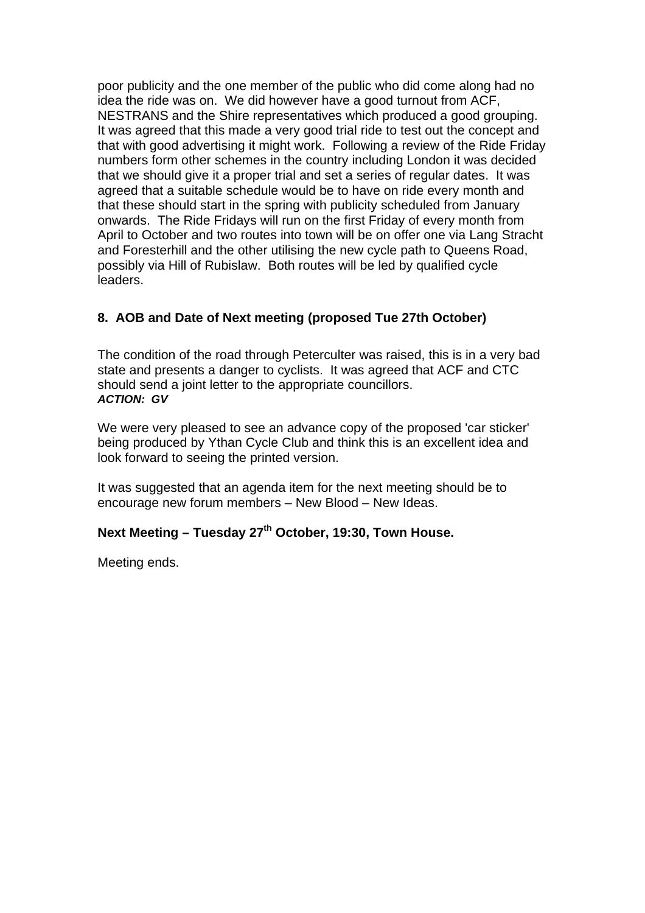poor publicity and the one member of the public who did come along had no idea the ride was on. We did however have a good turnout from ACF, NESTRANS and the Shire representatives which produced a good grouping. It was agreed that this made a very good trial ride to test out the concept and that with good advertising it might work. Following a review of the Ride Friday numbers form other schemes in the country including London it was decided that we should give it a proper trial and set a series of regular dates. It was agreed that a suitable schedule would be to have on ride every month and that these should start in the spring with publicity scheduled from January onwards. The Ride Fridays will run on the first Friday of every month from April to October and two routes into town will be on offer one via Lang Stracht and Foresterhill and the other utilising the new cycle path to Queens Road, possibly via Hill of Rubislaw. Both routes will be led by qualified cycle leaders.

## 8. AOB and Date of Next meeting (proposed Tue 27th October)

The condition of the road through Peterculter was raised, this is in a very bad state and presents a danger to cyclists. It was agreed that ACF and CTC should send a joint letter to the appropriate councillors.
***ACTION: GV***

We were very pleased to see an advance copy of the proposed 'car sticker' being produced by Ythan Cycle Club and think this is an excellent idea and look forward to seeing the printed version.

It was suggested that an agenda item for the next meeting should be to encourage new forum members – New Blood – New Ideas.

## Next Meeting – Tuesday 27th October, 19:30, Town House.

Meeting ends.